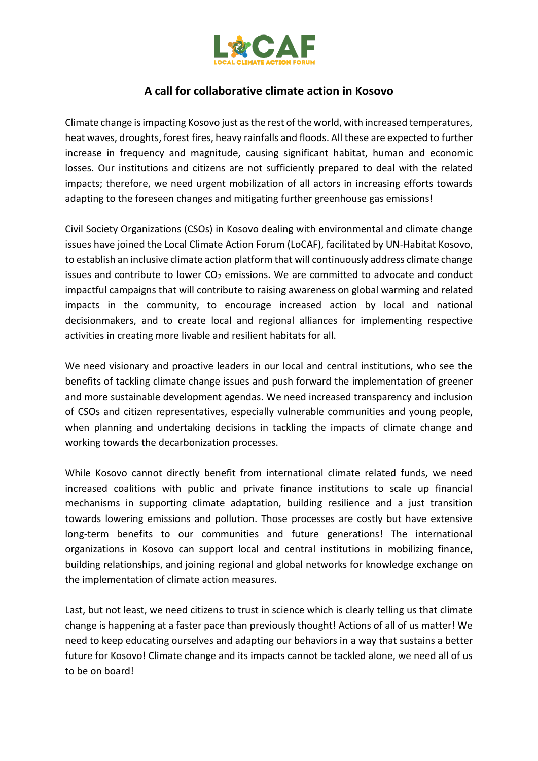LoCAF

LOCAL CLIMATE ACTION FORUM

## A call for collaborative climate action in Kosovo

Climate change is impacting Kosovo just as the rest of the world, with increased temperatures, heat waves, droughts, forest fires, heavy rainfalls and floods. All these are expected to further increase in frequency and magnitude, causing significant habitat, human and economic losses. Our institutions and citizens are not sufficiently prepared to deal with the related impacts; therefore, we need urgent mobilization of all actors in increasing efforts towards adapting to the foreseen changes and mitigating further greenhouse gas emissions!

Civil Society Organizations (CSOs) in Kosovo dealing with environmental and climate change issues have joined the Local Climate Action Forum (LoCAF), facilitated by UN-Habitat Kosovo, to establish an inclusive climate action platform that will continuously address climate change issues and contribute to lower $CO_2$ emissions. We are committed to advocate and conduct impactful campaigns that will contribute to raising awareness on global warming and related impacts in the community, to encourage increased action by local and national decisionmakers, and to create local and regional alliances for implementing respective activities in creating more livable and resilient habitats for all.

We need visionary and proactive leaders in our local and central institutions, who see the benefits of tackling climate change issues and push forward the implementation of greener and more sustainable development agendas. We need increased transparency and inclusion of CSOs and citizen representatives, especially vulnerable communities and young people, when planning and undertaking decisions in tackling the impacts of climate change and working towards the decarbonization processes.

While Kosovo cannot directly benefit from international climate related funds, we need increased coalitions with public and private finance institutions to scale up financial mechanisms in supporting climate adaptation, building resilience and a just transition towards lowering emissions and pollution. Those processes are costly but have extensive long-term benefits to our communities and future generations! The international organizations in Kosovo can support local and central institutions in mobilizing finance, building relationships, and joining regional and global networks for knowledge exchange on the implementation of climate action measures.

Last, but not least, we need citizens to trust in science which is clearly telling us that climate change is happening at a faster pace than previously thought! Actions of all of us matter! We need to keep educating ourselves and adapting our behaviors in a way that sustains a better future for Kosovo! Climate change and its impacts cannot be tackled alone, we need all of us to be on board!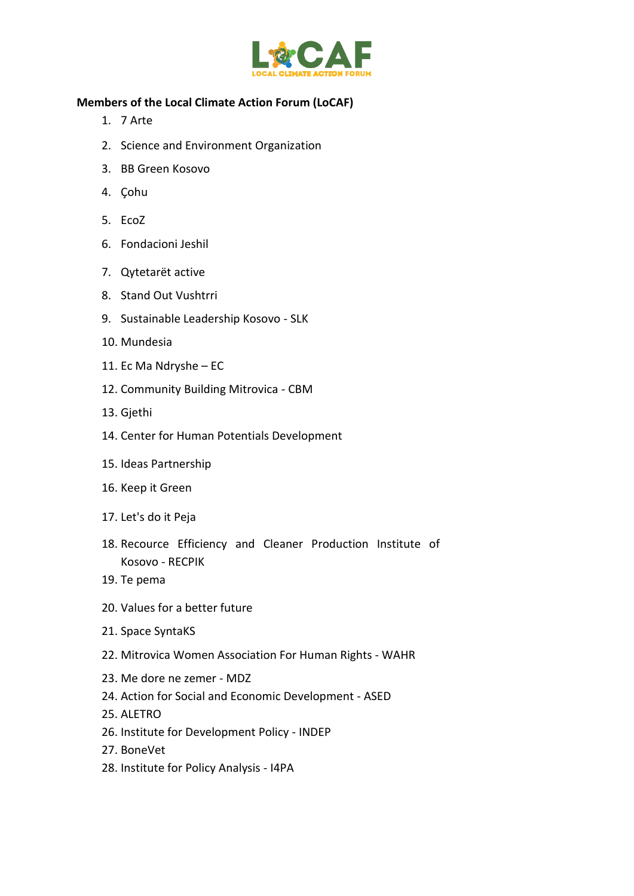LoCAF
LOCAL CLIMATE ACTION FORUM

**Members of the Local Climate Action Forum (LoCAF)**

1. 7 Arte
2. Science and Environment Organization
3. BB Green Kosovo
4. Çohu
5. EcoZ
6. Fondacioni Jeshil
7. Qytetarët active
8. Stand Out Vushtrri
9. Sustainable Leadership Kosovo - SLK
10. Mundesia
11. Ec Ma Ndryshe – EC
12. Community Building Mitrovica - CBM
13. Gjethi
14. Center for Human Potentials Development
15. Ideas Partnership
16. Keep it Green
17. Let's do it Peja
18. Recource Efficiency and Cleaner Production Institute of Kosovo - RECPIK
19. Te pema
20. Values for a better future
21. Space SyntaKS
22. Mitrovica Women Association For Human Rights - WAHR
23. Me dore ne zemer - MDZ
24. Action for Social and Economic Development - ASED
25. ALETRO
26. Institute for Development Policy - INDEP
27. BoneVet
28. Institute for Policy Analysis - I4PA